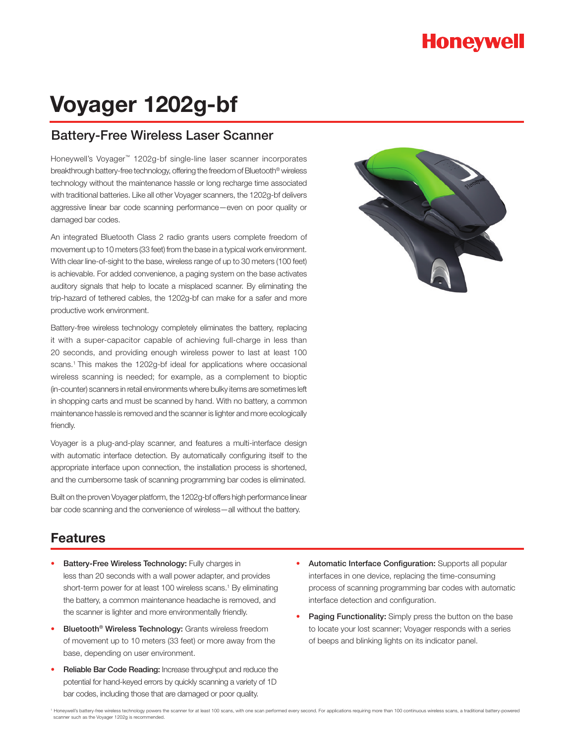Honeywell

# Voyager 1202g-bf

## Battery-Free Wireless Laser Scanner

Honeywell's Voyager™ 1202g-bf single-line laser scanner incorporates breakthrough battery-free technology, offering the freedom of Bluetooth® wireless technology without the maintenance hassle or long recharge time associated with traditional batteries. Like all other Voyager scanners, the 1202g-bf delivers aggressive linear bar code scanning performance—even on poor quality or damaged bar codes.

An integrated Bluetooth Class 2 radio grants users complete freedom of movement up to 10 meters (33 feet) from the base in a typical work environment. With clear line-of-sight to the base, wireless range of up to 30 meters (100 feet) is achievable. For added convenience, a paging system on the base activates auditory signals that help to locate a misplaced scanner. By eliminating the trip-hazard of tethered cables, the 1202g-bf can make for a safer and more productive work environment.

Battery-free wireless technology completely eliminates the battery, replacing it with a super-capacitor capable of achieving full-charge in less than 20 seconds, and providing enough wireless power to last at least 100 scans.[1] This makes the 1202g-bf ideal for applications where occasional wireless scanning is needed; for example, as a complement to bioptic (in-counter) scanners in retail environments where bulky items are sometimes left in shopping carts and must be scanned by hand. With no battery, a common maintenance hassle is removed and the scanner is lighter and more ecologically friendly.

Voyager is a plug-and-play scanner, and features a multi-interface design with automatic interface detection. By automatically configuring itself to the appropriate interface upon connection, the installation process is shortened, and the cumbersome task of scanning programming bar codes is eliminated.

Built on the proven Voyager platform, the 1202g-bf offers high performance linear bar code scanning and the convenience of wireless—all without the battery.

## Features

- **Battery-Free Wireless Technology:** Fully charges in less than 20 seconds with a wall power adapter, and provides short-term power for at least 100 wireless scans.[1] By eliminating the battery, a common maintenance headache is removed, and the scanner is lighter and more environmentally friendly.
- **Bluetooth® Wireless Technology:** Grants wireless freedom of movement up to 10 meters (33 feet) or more away from the base, depending on user environment.
- **Reliable Bar Code Reading:** Increase throughput and reduce the potential for hand-keyed errors by quickly scanning a variety of 1D bar codes, including those that are damaged or poor quality.
- **Automatic Interface Configuration:** Supports all popular interfaces in one device, replacing the time-consuming process of scanning programming bar codes with automatic interface detection and configuration.
- **Paging Functionality:** Simply press the button on the base to locate your lost scanner; Voyager responds with a series of beeps and blinking lights on its indicator panel.

[1] Honeywell's battery-free wireless technology powers the scanner for at least 100 scans, with one scan performed every second. For applications requiring more than 100 continuous wireless scans, a traditional battery-powered scanner such as the Voyager 1202g is recommended.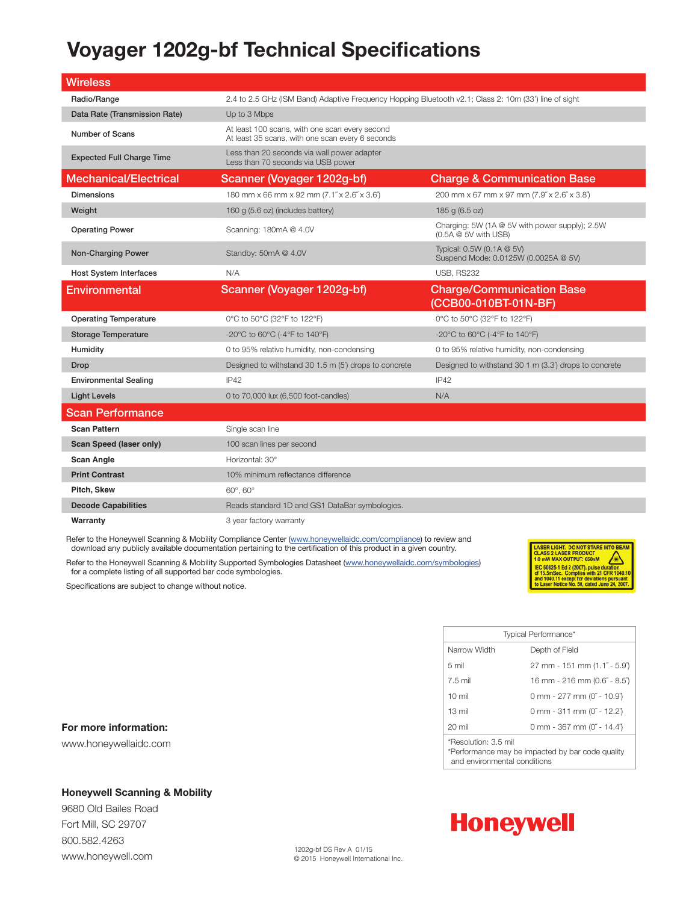# Voyager 1202g-bf Technical Specifications

| Wireless | | |
|---|---|---|
| Radio/Range | 2.4 to 2.5 GHz (ISM Band) Adaptive Frequency Hopping Bluetooth v2.1; Class 2: 10m (33') line of sight | |
| Data Rate (Transmission Rate) | Up to 3 Mbps | |
| Number of Scans | At least 100 scans, with one scan every second<br>At least 35 scans, with one scan every 6 seconds | |
| Expected Full Charge Time | Less than 20 seconds via wall power adapter<br>Less than 70 seconds via USB power | |
| **Mechanical/Electrical** | **Scanner (Voyager 1202g-bf)** | **Charge & Communication Base** |
| Dimensions | 180 mm x 66 mm x 92 mm (7.1˝ x 2.6˝ x 3.6˝) | 200 mm x 67 mm x 97 mm (7.9˝ x 2.6˝ x 3.8˝) |
| Weight | 160 g (5.6 oz) (includes battery) | 185 g (6.5 oz) |
| Operating Power | Scanning: 180mA @ 4.0V | Charging: 5W (1A @ 5V with power supply); 2.5W (0.5A @ 5V with USB) |
| Non-Charging Power | Standby: 50mA @ 4.0V | Typical: 0.5W (0.1A @ 5V)<br>Suspend Mode: 0.0125W (0.0025A @ 5V) |
| Host System Interfaces | N/A | USB, RS232 |
| **Environmental** | **Scanner (Voyager 1202g-bf)** | **Charge/Communication Base (CCB00-010BT-01N-BF)** |
| Operating Temperature | 0°C to 50°C (32°F to 122°F) | 0°C to 50°C (32°F to 122°F) |
| Storage Temperature | -20°C to 60°C (-4°F to 140°F) | -20°C to 60°C (-4°F to 140°F) |
| Humidity | 0 to 95% relative humidity, non-condensing | 0 to 95% relative humidity, non-condensing |
| Drop | Designed to withstand 30 1.5 m (5') drops to concrete | Designed to withstand 30 1 m (3.3') drops to concrete |
| Environmental Sealing | IP42 | IP42 |
| Light Levels | 0 to 70,000 lux (6,500 foot-candles) | N/A |
| **Scan Performance** | | |
| Scan Pattern | Single scan line | |
| Scan Speed (laser only) | 100 scan lines per second | |
| Scan Angle | Horizontal: 30° | |
| Print Contrast | 10% minimum reflectance difference | |
| Pitch, Skew | 60°, 60° | |
| Decode Capabilities | Reads standard 1D and GS1 DataBar symbologies. | |
| Warranty | 3 year factory warranty | |

Refer to the Honeywell Scanning & Mobility Compliance Center (www.honeywellaidc.com/compliance) to review and download any publicly available documentation pertaining to the certification of this product in a given country.

Refer to the Honeywell Scanning & Mobility Supported Symbologies Datasheet (www.honeywellaidc.com/symbologies) for a complete listing of all supported bar code symbologies.

Specifications are subject to change without notice.

LASER LIGHT. DO NOT STARE INTO BEAM
CLASS 2 LASER PRODUCT
1.0 mW MAX OUTPUT: 650nM
IEC 60825-1 Ed 2 (2007). pulse duration of 15.5mSec. Complies with 21 CFR 1040.10 and 1040.11 except for deviations pursuant to Laser Notice No. 50, dated June 24, 2007.

| Typical Performance* | |
|---|---|
| Narrow Width | Depth of Field |
| 5 mil | 27 mm - 151 mm (1.1˝ - 5.9˝) |
| 7.5 mil | 16 mm - 216 mm (0.6˝ - 8.5˝) |
| 10 mil | 0 mm - 277 mm (0˝ - 10.9˝) |
| 13 mil | 0 mm - 311 mm (0˝ - 12.2˝) |
| 20 mil | 0 mm - 367 mm (0˝ - 14.4˝) |

*Resolution: 3.5 mil
*Performance may be impacted by bar code quality and environmental conditions

**For more information:**

www.honeywellaidc.com

**Honeywell Scanning & Mobility**

9680 Old Bailes Road
Fort Mill, SC 29707
800.582.4263
www.honeywell.com

Honeywell

1202g-bf DS Rev A 01/15
© 2015 Honeywell International Inc.